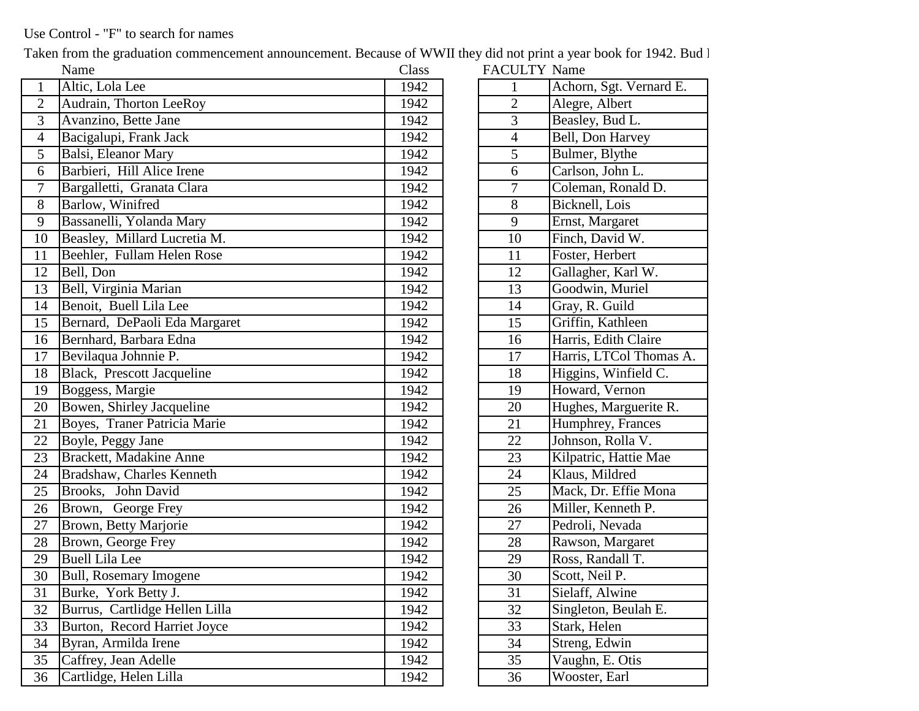Use Control - "F" to search for names

Taken from the graduation commencement announcement. Because of WWII they did not print a year book for 1942. Bud I

| | Name | Class | FACULTY | Name |
|---|---|---|---|---|
| 1 | Altic, Lola Lee | 1942 | 1 | Achorn, Sgt. Vernard E. |
| 2 | Audrain, Thorton LeeRoy | 1942 | 2 | Alegre, Albert |
| 3 | Avanzino, Bette Jane | 1942 | 3 | Beasley, Bud L. |
| 4 | Bacigalupi, Frank Jack | 1942 | 4 | Bell, Don Harvey |
| 5 | Balsi, Eleanor Mary | 1942 | 5 | Bulmer, Blythe |
| 6 | Barbieri, Hill Alice Irene | 1942 | 6 | Carlson, John L. |
| 7 | Bargalletti, Granata Clara | 1942 | 7 | Coleman, Ronald D. |
| 8 | Barlow, Winifred | 1942 | 8 | Bicknell, Lois |
| 9 | Bassanelli, Yolanda Mary | 1942 | 9 | Ernst, Margaret |
| 10 | Beasley, Millard Lucretia M. | 1942 | 10 | Finch, David W. |
| 11 | Beehler, Fullam Helen Rose | 1942 | 11 | Foster, Herbert |
| 12 | Bell, Don | 1942 | 12 | Gallagher, Karl W. |
| 13 | Bell, Virginia Marian | 1942 | 13 | Goodwin, Muriel |
| 14 | Benoit, Buell Lila Lee | 1942 | 14 | Gray, R. Guild |
| 15 | Bernard, DePaoli Eda Margaret | 1942 | 15 | Griffin, Kathleen |
| 16 | Bernhard, Barbara Edna | 1942 | 16 | Harris, Edith Claire |
| 17 | Bevilaqua Johnnie P. | 1942 | 17 | Harris, LTCol Thomas A. |
| 18 | Black, Prescott Jacqueline | 1942 | 18 | Higgins, Winfield C. |
| 19 | Boggess, Margie | 1942 | 19 | Howard, Vernon |
| 20 | Bowen, Shirley Jacqueline | 1942 | 20 | Hughes, Marguerite R. |
| 21 | Boyes, Traner Patricia Marie | 1942 | 21 | Humphrey, Frances |
| 22 | Boyle, Peggy Jane | 1942 | 22 | Johnson, Rolla V. |
| 23 | Brackett, Madakine Anne | 1942 | 23 | Kilpatric, Hattie Mae |
| 24 | Bradshaw, Charles Kenneth | 1942 | 24 | Klaus, Mildred |
| 25 | Brooks, John David | 1942 | 25 | Mack, Dr. Effie Mona |
| 26 | Brown, George Frey | 1942 | 26 | Miller, Kenneth P. |
| 27 | Brown, Betty Marjorie | 1942 | 27 | Pedroli, Nevada |
| 28 | Brown, George Frey | 1942 | 28 | Rawson, Margaret |
| 29 | Buell Lila Lee | 1942 | 29 | Ross, Randall T. |
| 30 | Bull, Rosemary Imogene | 1942 | 30 | Scott, Neil P. |
| 31 | Burke, York Betty J. | 1942 | 31 | Sielaff, Alwine |
| 32 | Burrus, Cartlidge Hellen Lilla | 1942 | 32 | Singleton, Beulah E. |
| 33 | Burton, Record Harriet Joyce | 1942 | 33 | Stark, Helen |
| 34 | Byran, Armilda Irene | 1942 | 34 | Streng, Edwin |
| 35 | Caffrey, Jean Adelle | 1942 | 35 | Vaughn, E. Otis |
| 36 | Cartlidge, Helen Lilla | 1942 | 36 | Wooster, Earl |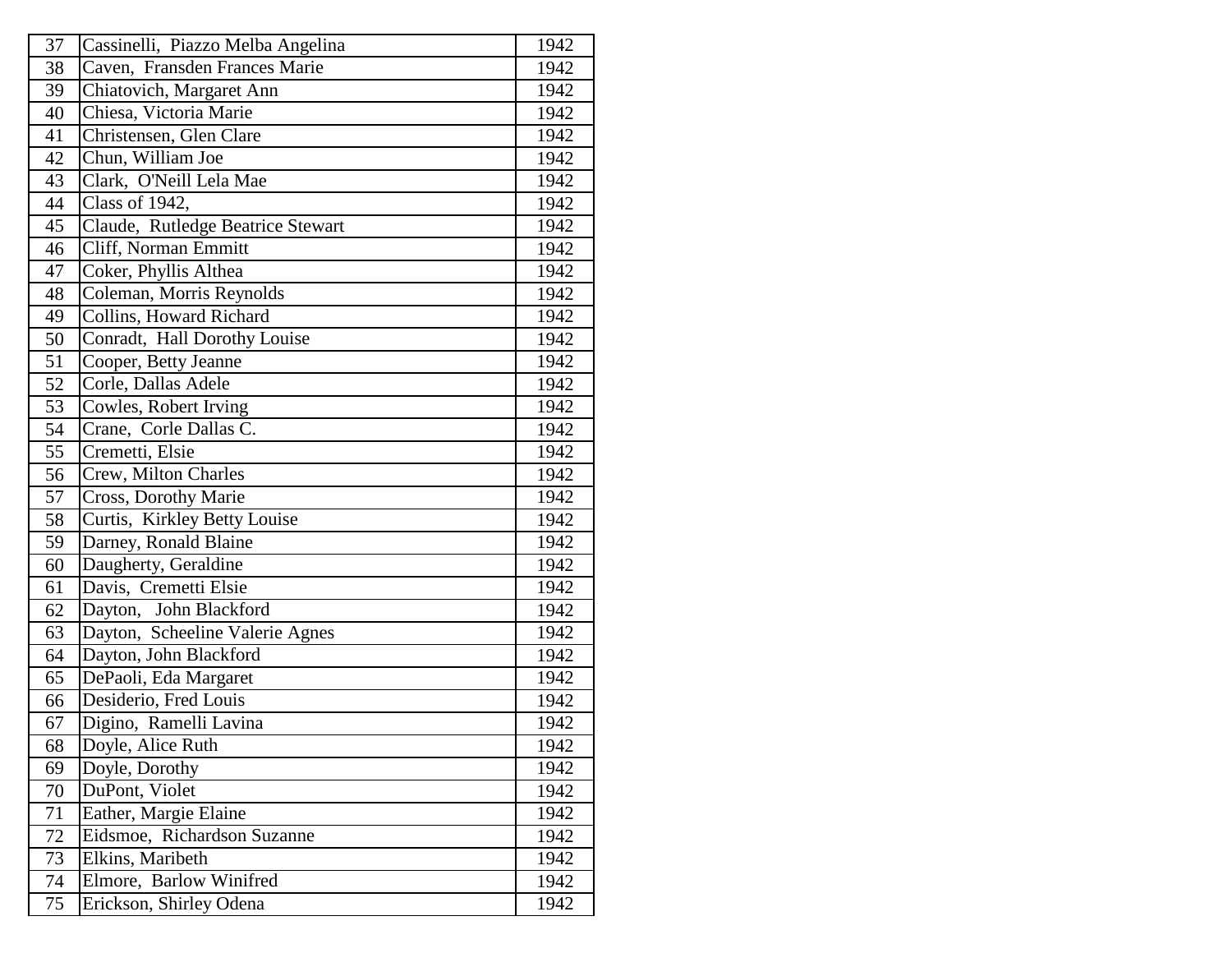| 37 | Cassinelli,  Piazzo Melba Angelina | 1942 |
|---|---|---|
| 38 | Caven,  Fransden Frances Marie | 1942 |
| 39 | Chiatovich, Margaret Ann | 1942 |
| 40 | Chiesa, Victoria Marie | 1942 |
| 41 | Christensen, Glen Clare | 1942 |
| 42 | Chun, William Joe | 1942 |
| 43 | Clark,  O'Neill Lela Mae | 1942 |
| 44 | Class of 1942, | 1942 |
| 45 | Claude,  Rutledge Beatrice Stewart | 1942 |
| 46 | Cliff, Norman Emmitt | 1942 |
| 47 | Coker, Phyllis Althea | 1942 |
| 48 | Coleman, Morris Reynolds | 1942 |
| 49 | Collins, Howard Richard | 1942 |
| 50 | Conradt,  Hall Dorothy Louise | 1942 |
| 51 | Cooper, Betty Jeanne | 1942 |
| 52 | Corle, Dallas Adele | 1942 |
| 53 | Cowles, Robert Irving | 1942 |
| 54 | Crane,  Corle Dallas C. | 1942 |
| 55 | Cremetti, Elsie | 1942 |
| 56 | Crew, Milton Charles | 1942 |
| 57 | Cross, Dorothy Marie | 1942 |
| 58 | Curtis,  Kirkley Betty Louise | 1942 |
| 59 | Darney, Ronald Blaine | 1942 |
| 60 | Daugherty, Geraldine | 1942 |
| 61 | Davis,  Cremetti Elsie | 1942 |
| 62 | Dayton,   John Blackford | 1942 |
| 63 | Dayton,  Scheeline Valerie Agnes | 1942 |
| 64 | Dayton, John Blackford | 1942 |
| 65 | DePaoli, Eda Margaret | 1942 |
| 66 | Desiderio, Fred Louis | 1942 |
| 67 | Digino,  Ramelli Lavina | 1942 |
| 68 | Doyle, Alice Ruth | 1942 |
| 69 | Doyle, Dorothy | 1942 |
| 70 | DuPont, Violet | 1942 |
| 71 | Eather, Margie Elaine | 1942 |
| 72 | Eidsmoe,  Richardson Suzanne | 1942 |
| 73 | Elkins, Maribeth | 1942 |
| 74 | Elmore,  Barlow Winifred | 1942 |
| 75 | Erickson, Shirley Odena | 1942 |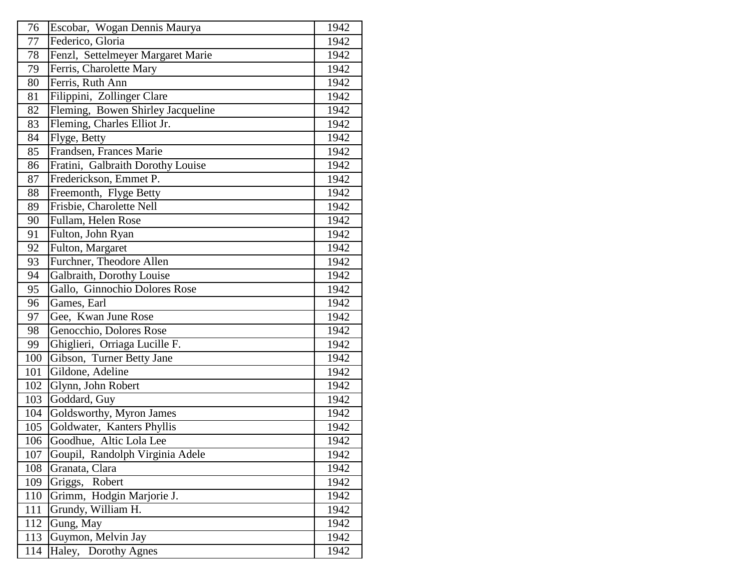| 76 | Escobar, Wogan Dennis Maurya | 1942 |
|---|---|---|
| 77 | Federico, Gloria | 1942 |
| 78 | Fenzl, Settelmeyer Margaret Marie | 1942 |
| 79 | Ferris, Charolette Mary | 1942 |
| 80 | Ferris, Ruth Ann | 1942 |
| 81 | Filippini, Zollinger Clare | 1942 |
| 82 | Fleming, Bowen Shirley Jacqueline | 1942 |
| 83 | Fleming, Charles Elliot Jr. | 1942 |
| 84 | Flyge, Betty | 1942 |
| 85 | Frandsen, Frances Marie | 1942 |
| 86 | Fratini, Galbraith Dorothy Louise | 1942 |
| 87 | Frederickson, Emmet P. | 1942 |
| 88 | Freemonth, Flyge Betty | 1942 |
| 89 | Frisbie, Charolette Nell | 1942 |
| 90 | Fullam, Helen Rose | 1942 |
| 91 | Fulton, John Ryan | 1942 |
| 92 | Fulton, Margaret | 1942 |
| 93 | Furchner, Theodore Allen | 1942 |
| 94 | Galbraith, Dorothy Louise | 1942 |
| 95 | Gallo, Ginnochio Dolores Rose | 1942 |
| 96 | Games, Earl | 1942 |
| 97 | Gee, Kwan June Rose | 1942 |
| 98 | Genocchio, Dolores Rose | 1942 |
| 99 | Ghiglieri, Orriaga Lucille F. | 1942 |
| 100 | Gibson, Turner Betty Jane | 1942 |
| 101 | Gildone, Adeline | 1942 |
| 102 | Glynn, John Robert | 1942 |
| 103 | Goddard, Guy | 1942 |
| 104 | Goldsworthy, Myron James | 1942 |
| 105 | Goldwater, Kanters Phyllis | 1942 |
| 106 | Goodhue, Altic Lola Lee | 1942 |
| 107 | Goupil, Randolph Virginia Adele | 1942 |
| 108 | Granata, Clara | 1942 |
| 109 | Griggs, Robert | 1942 |
| 110 | Grimm, Hodgin Marjorie J. | 1942 |
| 111 | Grundy, William H. | 1942 |
| 112 | Gung, May | 1942 |
| 113 | Guymon, Melvin Jay | 1942 |
| 114 | Haley, Dorothy Agnes | 1942 |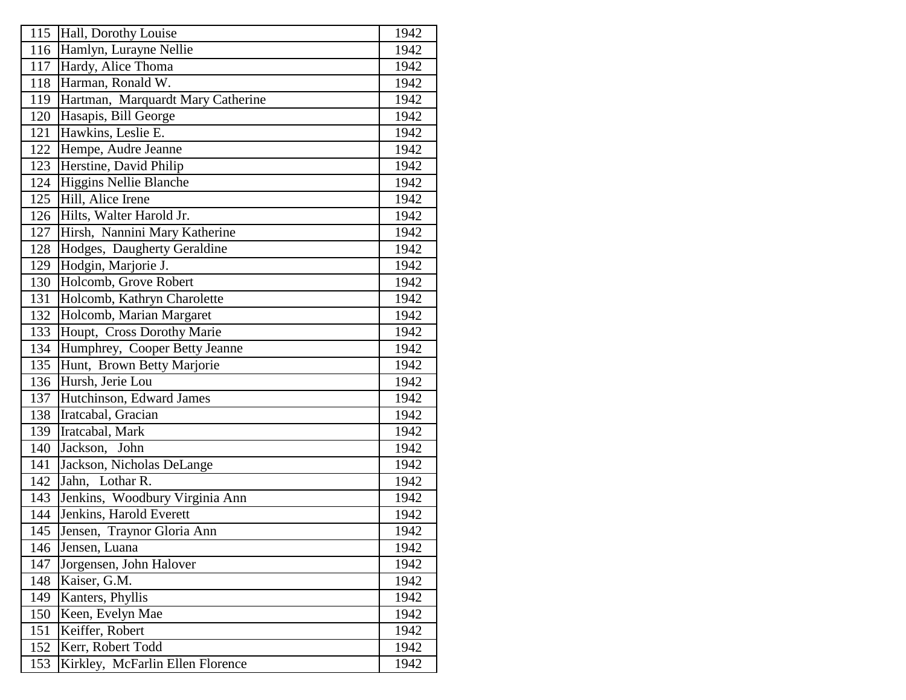| | | |
|---|---|---|
| 115 | Hall, Dorothy Louise | 1942 |
| 116 | Hamlyn, Lurayne Nellie | 1942 |
| 117 | Hardy, Alice Thoma | 1942 |
| 118 | Harman, Ronald W. | 1942 |
| 119 | Hartman, Marquardt Mary Catherine | 1942 |
| 120 | Hasapis, Bill George | 1942 |
| 121 | Hawkins, Leslie E. | 1942 |
| 122 | Hempe, Audre Jeanne | 1942 |
| 123 | Herstine, David Philip | 1942 |
| 124 | Higgins Nellie Blanche | 1942 |
| 125 | Hill, Alice Irene | 1942 |
| 126 | Hilts, Walter Harold Jr. | 1942 |
| 127 | Hirsh, Nannini Mary Katherine | 1942 |
| 128 | Hodges, Daugherty Geraldine | 1942 |
| 129 | Hodgin, Marjorie J. | 1942 |
| 130 | Holcomb, Grove Robert | 1942 |
| 131 | Holcomb, Kathryn Charolette | 1942 |
| 132 | Holcomb, Marian Margaret | 1942 |
| 133 | Houpt, Cross Dorothy Marie | 1942 |
| 134 | Humphrey, Cooper Betty Jeanne | 1942 |
| 135 | Hunt, Brown Betty Marjorie | 1942 |
| 136 | Hursh, Jerie Lou | 1942 |
| 137 | Hutchinson, Edward James | 1942 |
| 138 | Iratcabal, Gracian | 1942 |
| 139 | Iratcabal, Mark | 1942 |
| 140 | Jackson, John | 1942 |
| 141 | Jackson, Nicholas DeLange | 1942 |
| 142 | Jahn, Lothar R. | 1942 |
| 143 | Jenkins, Woodbury Virginia Ann | 1942 |
| 144 | Jenkins, Harold Everett | 1942 |
| 145 | Jensen, Traynor Gloria Ann | 1942 |
| 146 | Jensen, Luana | 1942 |
| 147 | Jorgensen, John Halover | 1942 |
| 148 | Kaiser, G.M. | 1942 |
| 149 | Kanters, Phyllis | 1942 |
| 150 | Keen, Evelyn Mae | 1942 |
| 151 | Keiffer, Robert | 1942 |
| 152 | Kerr, Robert Todd | 1942 |
| 153 | Kirkley, McFarlin Ellen Florence | 1942 |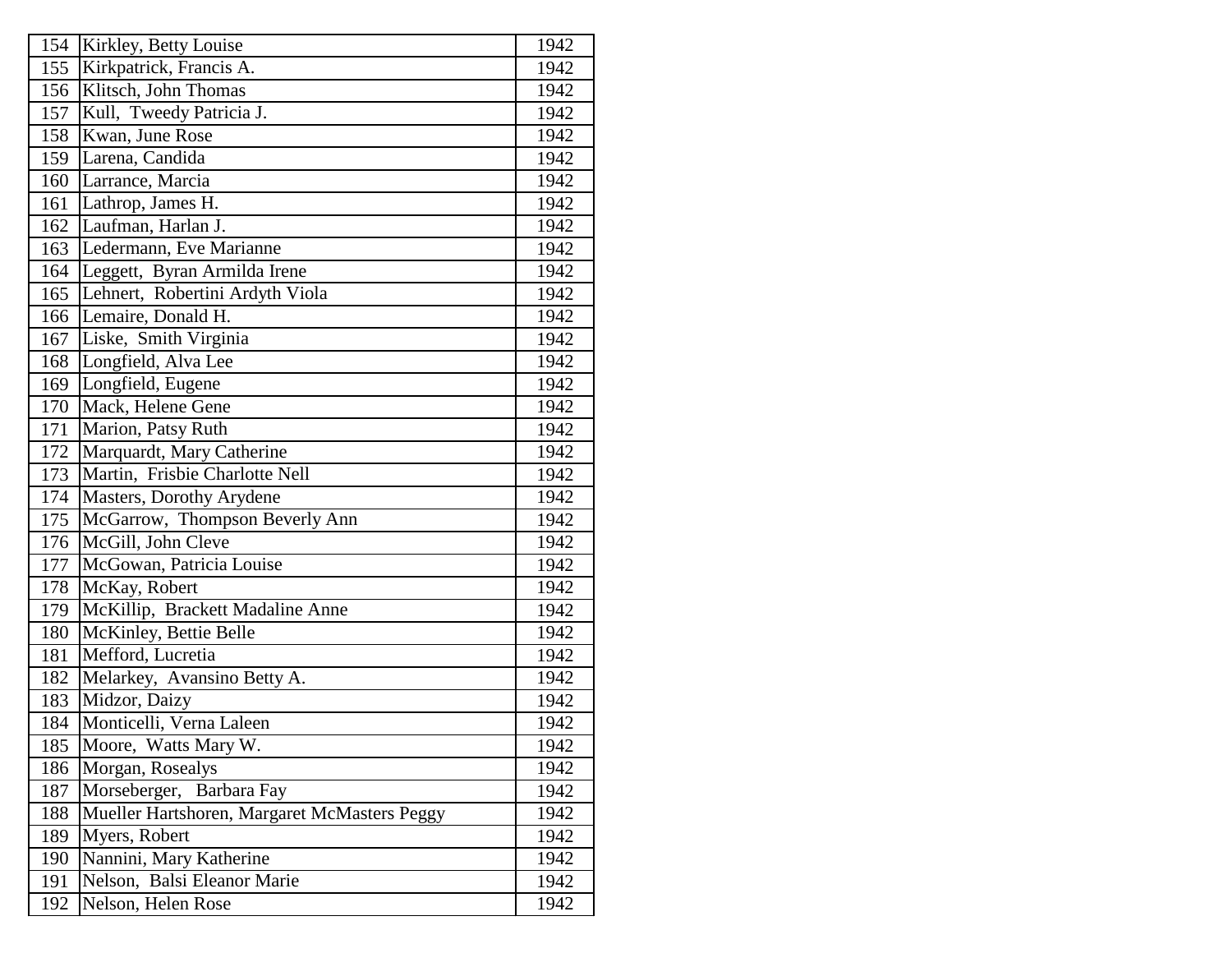| | | |
|---|---|---|
| 154 | Kirkley, Betty Louise | 1942 |
| 155 | Kirkpatrick, Francis A. | 1942 |
| 156 | Klitsch, John Thomas | 1942 |
| 157 | Kull,  Tweedy Patricia J. | 1942 |
| 158 | Kwan, June Rose | 1942 |
| 159 | Larena, Candida | 1942 |
| 160 | Larrance, Marcia | 1942 |
| 161 | Lathrop, James H. | 1942 |
| 162 | Laufman, Harlan J. | 1942 |
| 163 | Ledermann, Eve Marianne | 1942 |
| 164 | Leggett,  Byran Armilda Irene | 1942 |
| 165 | Lehnert,  Robertini Ardyth Viola | 1942 |
| 166 | Lemaire, Donald H. | 1942 |
| 167 | Liske,  Smith Virginia | 1942 |
| 168 | Longfield, Alva Lee | 1942 |
| 169 | Longfield, Eugene | 1942 |
| 170 | Mack, Helene Gene | 1942 |
| 171 | Marion, Patsy Ruth | 1942 |
| 172 | Marquardt, Mary Catherine | 1942 |
| 173 | Martin,  Frisbie Charlotte Nell | 1942 |
| 174 | Masters, Dorothy Arydene | 1942 |
| 175 | McGarrow,  Thompson Beverly Ann | 1942 |
| 176 | McGill, John Cleve | 1942 |
| 177 | McGowan, Patricia Louise | 1942 |
| 178 | McKay, Robert | 1942 |
| 179 | McKillip,  Brackett Madaline Anne | 1942 |
| 180 | McKinley, Bettie Belle | 1942 |
| 181 | Mefford, Lucretia | 1942 |
| 182 | Melarkey,  Avansino Betty A. | 1942 |
| 183 | Midzor, Daizy | 1942 |
| 184 | Monticelli, Verna Laleen | 1942 |
| 185 | Moore,  Watts Mary W. | 1942 |
| 186 | Morgan, Rosealys | 1942 |
| 187 | Morseberger,   Barbara Fay | 1942 |
| 188 | Mueller Hartshoren, Margaret McMasters Peggy | 1942 |
| 189 | Myers, Robert | 1942 |
| 190 | Nannini, Mary Katherine | 1942 |
| 191 | Nelson,  Balsi Eleanor Marie | 1942 |
| 192 | Nelson, Helen Rose | 1942 |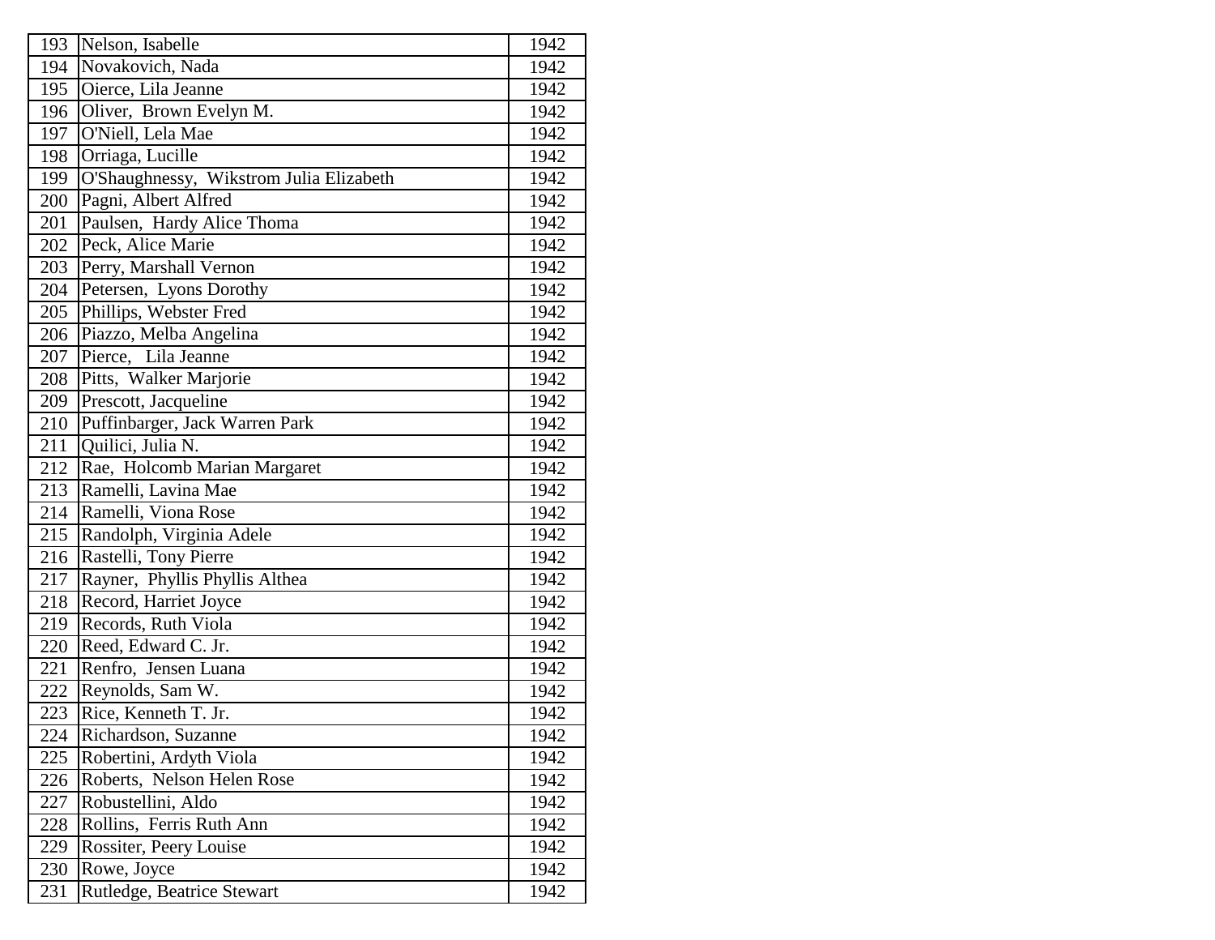| | | |
|---|---|---|
| 193 | Nelson, Isabelle | 1942 |
| 194 | Novakovich, Nada | 1942 |
| 195 | Oierce, Lila Jeanne | 1942 |
| 196 | Oliver, Brown Evelyn M. | 1942 |
| 197 | O'Niell, Lela Mae | 1942 |
| 198 | Orriaga, Lucille | 1942 |
| 199 | O'Shaughnessy, Wikstrom Julia Elizabeth | 1942 |
| 200 | Pagni, Albert Alfred | 1942 |
| 201 | Paulsen, Hardy Alice Thoma | 1942 |
| 202 | Peck, Alice Marie | 1942 |
| 203 | Perry, Marshall Vernon | 1942 |
| 204 | Petersen, Lyons Dorothy | 1942 |
| 205 | Phillips, Webster Fred | 1942 |
| 206 | Piazzo, Melba Angelina | 1942 |
| 207 | Pierce, Lila Jeanne | 1942 |
| 208 | Pitts, Walker Marjorie | 1942 |
| 209 | Prescott, Jacqueline | 1942 |
| 210 | Puffinbarger, Jack Warren Park | 1942 |
| 211 | Quilici, Julia N. | 1942 |
| 212 | Rae, Holcomb Marian Margaret | 1942 |
| 213 | Ramelli, Lavina Mae | 1942 |
| 214 | Ramelli, Viona Rose | 1942 |
| 215 | Randolph, Virginia Adele | 1942 |
| 216 | Rastelli, Tony Pierre | 1942 |
| 217 | Rayner, Phyllis Phyllis Althea | 1942 |
| 218 | Record, Harriet Joyce | 1942 |
| 219 | Records, Ruth Viola | 1942 |
| 220 | Reed, Edward C. Jr. | 1942 |
| 221 | Renfro, Jensen Luana | 1942 |
| 222 | Reynolds, Sam W. | 1942 |
| 223 | Rice, Kenneth T. Jr. | 1942 |
| 224 | Richardson, Suzanne | 1942 |
| 225 | Robertini, Ardyth Viola | 1942 |
| 226 | Roberts, Nelson Helen Rose | 1942 |
| 227 | Robustellini, Aldo | 1942 |
| 228 | Rollins, Ferris Ruth Ann | 1942 |
| 229 | Rossiter, Peery Louise | 1942 |
| 230 | Rowe, Joyce | 1942 |
| 231 | Rutledge, Beatrice Stewart | 1942 |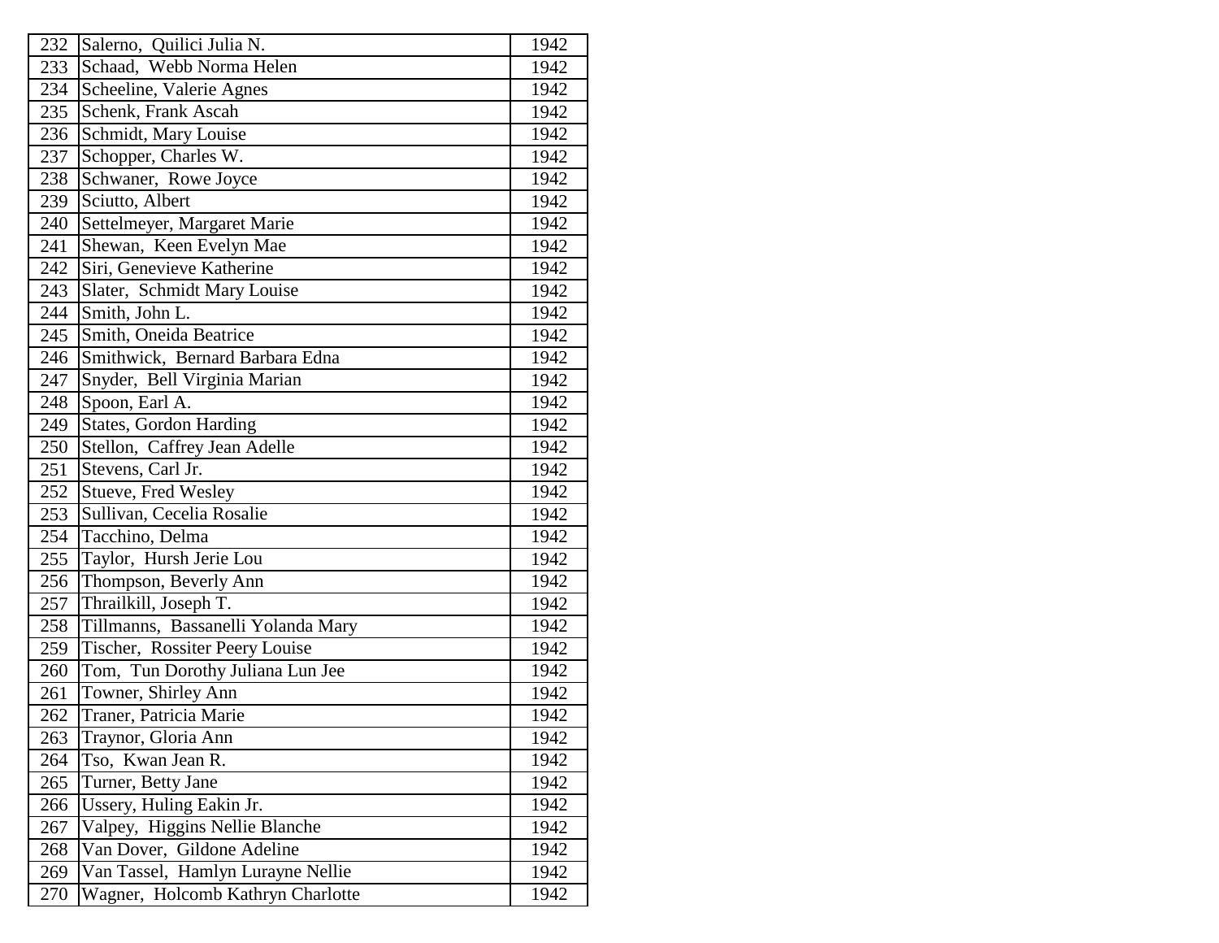| | | |
|---|---|---|
| 232 | Salerno, Quilici Julia N. | 1942 |
| 233 | Schaad, Webb Norma Helen | 1942 |
| 234 | Scheeline, Valerie Agnes | 1942 |
| 235 | Schenk, Frank Ascah | 1942 |
| 236 | Schmidt, Mary Louise | 1942 |
| 237 | Schopper, Charles W. | 1942 |
| 238 | Schwaner, Rowe Joyce | 1942 |
| 239 | Sciutto, Albert | 1942 |
| 240 | Settelmeyer, Margaret Marie | 1942 |
| 241 | Shewan, Keen Evelyn Mae | 1942 |
| 242 | Siri, Genevieve Katherine | 1942 |
| 243 | Slater, Schmidt Mary Louise | 1942 |
| 244 | Smith, John L. | 1942 |
| 245 | Smith, Oneida Beatrice | 1942 |
| 246 | Smithwick, Bernard Barbara Edna | 1942 |
| 247 | Snyder, Bell Virginia Marian | 1942 |
| 248 | Spoon, Earl A. | 1942 |
| 249 | States, Gordon Harding | 1942 |
| 250 | Stellon, Caffrey Jean Adelle | 1942 |
| 251 | Stevens, Carl Jr. | 1942 |
| 252 | Stueve, Fred Wesley | 1942 |
| 253 | Sullivan, Cecelia Rosalie | 1942 |
| 254 | Tacchino, Delma | 1942 |
| 255 | Taylor, Hursh Jerie Lou | 1942 |
| 256 | Thompson, Beverly Ann | 1942 |
| 257 | Thrailkill, Joseph T. | 1942 |
| 258 | Tillmanns, Bassanelli Yolanda Mary | 1942 |
| 259 | Tischer, Rossiter Peery Louise | 1942 |
| 260 | Tom, Tun Dorothy Juliana Lun Jee | 1942 |
| 261 | Towner, Shirley Ann | 1942 |
| 262 | Traner, Patricia Marie | 1942 |
| 263 | Traynor, Gloria Ann | 1942 |
| 264 | Tso, Kwan Jean R. | 1942 |
| 265 | Turner, Betty Jane | 1942 |
| 266 | Ussery, Huling Eakin Jr. | 1942 |
| 267 | Valpey, Higgins Nellie Blanche | 1942 |
| 268 | Van Dover, Gildone Adeline | 1942 |
| 269 | Van Tassel, Hamlyn Lurayne Nellie | 1942 |
| 270 | Wagner, Holcomb Kathryn Charlotte | 1942 |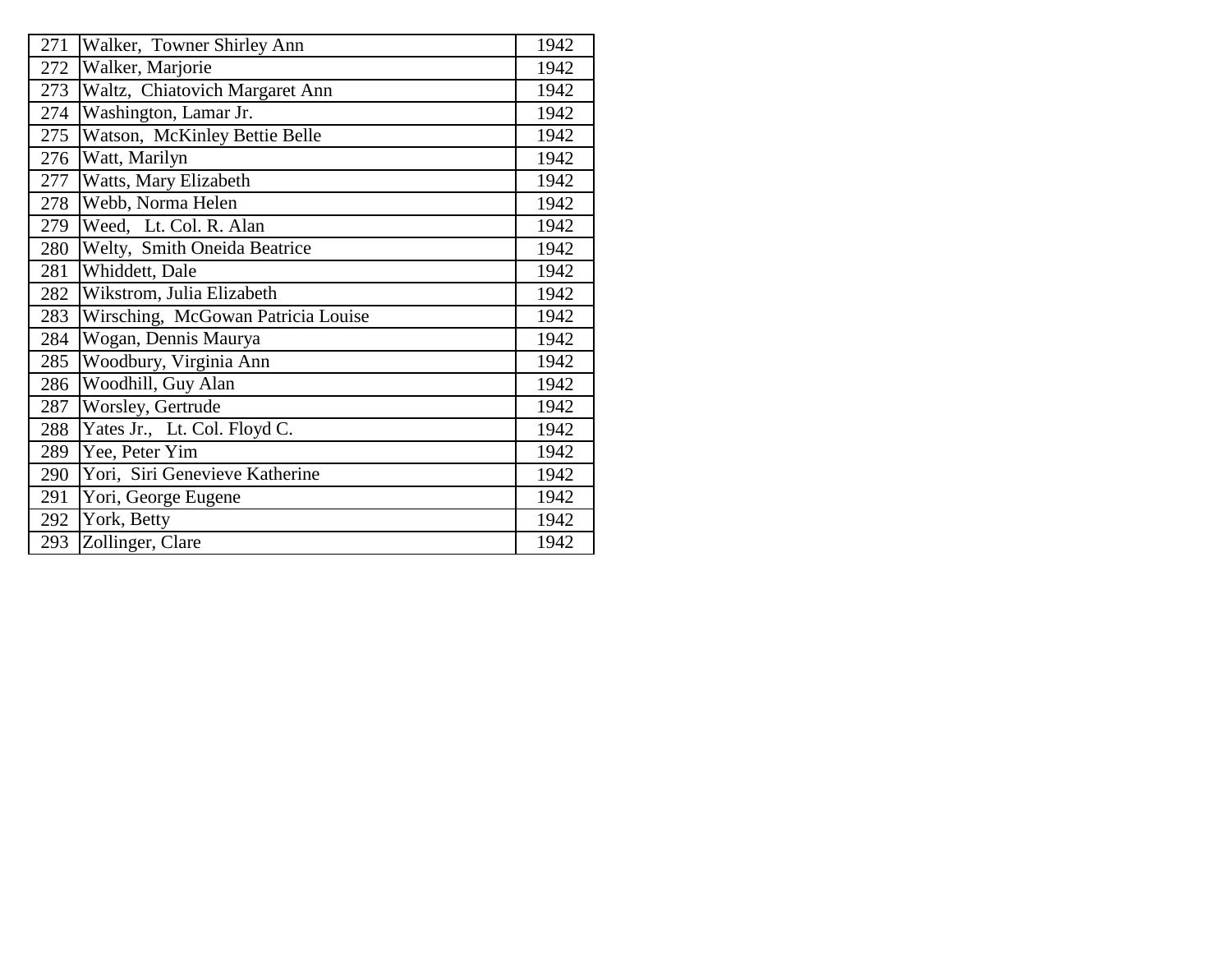| | | |
|---|---|---|
| 271 | Walker, Towner Shirley Ann | 1942 |
| 272 | Walker, Marjorie | 1942 |
| 273 | Waltz, Chiatovich Margaret Ann | 1942 |
| 274 | Washington, Lamar Jr. | 1942 |
| 275 | Watson, McKinley Bettie Belle | 1942 |
| 276 | Watt, Marilyn | 1942 |
| 277 | Watts, Mary Elizabeth | 1942 |
| 278 | Webb, Norma Helen | 1942 |
| 279 | Weed, Lt. Col. R. Alan | 1942 |
| 280 | Welty, Smith Oneida Beatrice | 1942 |
| 281 | Whiddett, Dale | 1942 |
| 282 | Wikstrom, Julia Elizabeth | 1942 |
| 283 | Wirsching, McGowan Patricia Louise | 1942 |
| 284 | Wogan, Dennis Maurya | 1942 |
| 285 | Woodbury, Virginia Ann | 1942 |
| 286 | Woodhill, Guy Alan | 1942 |
| 287 | Worsley, Gertrude | 1942 |
| 288 | Yates Jr., Lt. Col. Floyd C. | 1942 |
| 289 | Yee, Peter Yim | 1942 |
| 290 | Yori, Siri Genevieve Katherine | 1942 |
| 291 | Yori, George Eugene | 1942 |
| 292 | York, Betty | 1942 |
| 293 | Zollinger, Clare | 1942 |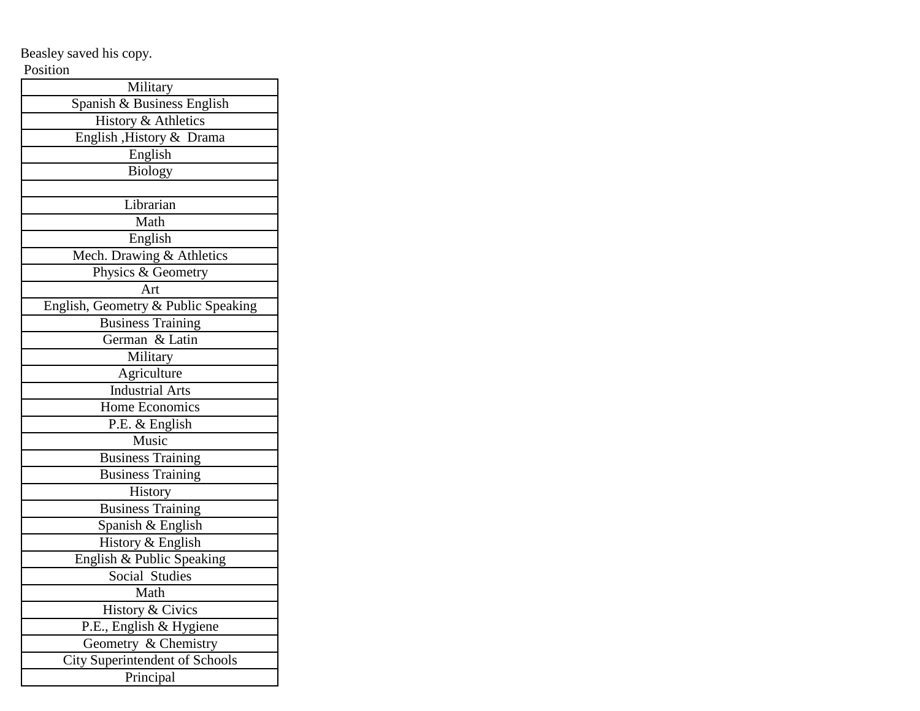Beasley saved his copy.

| Position |
| --- |
| Military |
| Spanish & Business English |
| History & Athletics |
| English ,History &  Drama |
| English |
| Biology |
| |
| Librarian |
| Math |
| English |
| Mech. Drawing & Athletics |
| Physics & Geometry |
| Art |
| English, Geometry & Public Speaking |
| Business Training |
| German  & Latin |
| Military |
| Agriculture |
| Industrial Arts |
| Home Economics |
| P.E. & English |
| Music |
| Business Training |
| Business Training |
| History |
| Business Training |
| Spanish & English |
| History & English |
| English & Public Speaking |
| Social  Studies |
| Math |
| History & Civics |
| P.E., English & Hygiene |
| Geometry  & Chemistry |
| City Superintendent of Schools |
| Principal |